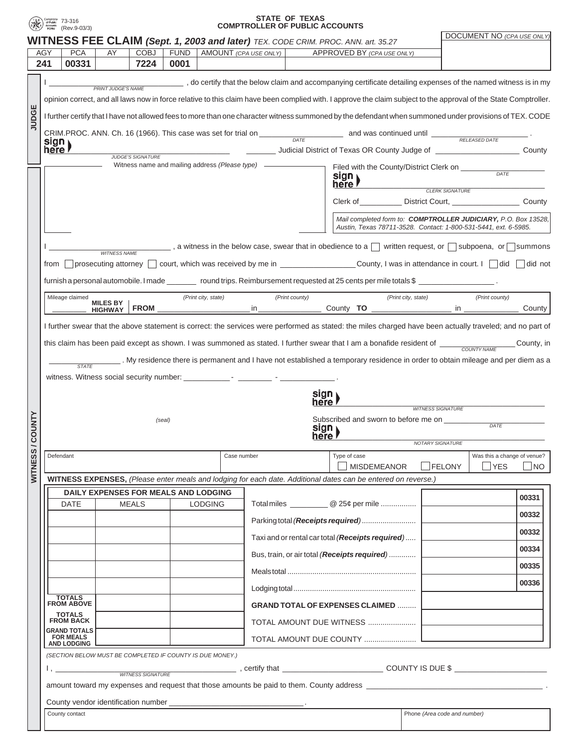73-316
(Rev.9-03/3)

**STATE OF TEXAS**
**COMPTROLLER OF PUBLIC ACCOUNTS**

# WITNESS FEE CLAIM *(Sept. 1, 2003 and later)* TEX. CODE CRIM. PROC. ANN. art. 35.27

| AGY | PCA | AY | COBJ | FUND | AMOUNT *(CPA USE ONLY)* | APPROVED BY *(CPA USE ONLY)* | DOCUMENT NO *(CPA USE ONLY)* |
|---|---|---|---|---|---|---|---|
| 241 | 00331 | | 7224 | 0001 | | | |

## JUDGE

I ______________________ *(PRINT JUDGE'S NAME)*, do certify that the below claim and accompanying certificate detailing expenses of the named witness is in my opinion correct, and all laws now in force relative to this claim have been complied with. I approve the claim subject to the approval of the State Comptroller. I further certify that I have not allowed fees to more than one character witness summoned by the defendant when summoned under provisions of TEX. CODE CRIM.PROC. ANN. Ch. 16 (1966). This case was set for trial on __________ *(DATE)* and was continued until __________ *(RELEASED DATE)*.

sign here ______________________ *(JUDGE'S SIGNATURE)* ________ Judicial District of Texas OR County Judge of ______________ County

## WITNESS / COUNTY

Witness name and mailing address *(Please type)*

Filed with the County/District Clerk on __________ *(DATE)*

sign here ______________________ *(CLERK SIGNATURE)*

Clerk of __________ District Court, ______________ County

*Mail completed form to:* ***COMPTROLLER JUDICIARY,*** *P.O. Box 13528, Austin, Texas 78711-3528. Contact: 1-800-531-5441, ext. 6-5985.*

I ______________________ *(WITNESS NAME)*, a witness in the below case, swear that in obedience to a ☐ written request, or ☐ subpoena, or ☐ summons from ☐ prosecuting attorney ☐ court, which was received by me in ______________ County, I was in attendance in court. I ☐ did ☐ did not furnish a personal automobile. I made ________ round trips. Reimbursement requested at 25 cents per mile totals $ ______________.

| Mileage claimed | | | *(Print city, state)* | *(Print county)* | | *(Print city, state)* | *(Print county)* | |
|---|---|---|---|---|---|---|---|---|
| ________ | MILES BY HIGHWAY | FROM | ______________ in | ______________ | County TO | ______________ in | ______________ | County |

I further swear that the above statement is correct: the services were performed as stated: the miles charged have been actually traveled; and no part of this claim has been paid except as shown. I was summoned as stated. I further swear that I am a bonafide resident of __________ *(COUNTY NAME)* County, in __________ *(STATE)*. My residence there is permanent and I have not established a temporary residence in order to obtain mileage and per diem as a witness. Witness social security number: ________ - ______ - ________.

sign here ______________________ *(WITNESS SIGNATURE)*

*(seal)*

Subscribed and sworn to before me on __________ *(DATE)*

sign here ______________________ *(NOTARY SIGNATURE)*

| Defendant | Case number | Type of case | Was this a change of venue? |
|---|---|---|---|
| | | ☐ MISDEMEANOR ☐ FELONY | ☐ YES ☐ NO |

**WITNESS EXPENSES,** *(Please enter meals and lodging for each date. Additional dates can be entered on reverse.)*

| DAILY EXPENSES FOR MEALS AND LODGING | | |
|---|---|---|
| DATE | MEALS | LODGING |
| | | |
| | | |
| | | |
| | | |
| | | |
| **TOTALS FROM ABOVE** | | |
| **TOTALS FROM BACK** | | |
| **GRAND TOTALS FOR MEALS AND LODGING** | | |

| Expense | Amount | Code |
|---|---|---|
| Total miles ________ @ 25¢ per mile | | 00331 |
| Parking total *(**Receipts required**)* | | 00332 |
| Taxi and or rental car total *(**Receipts required**)* | | 00332 |
| Bus, train, or air total *(**Receipts required**)* | | 00334 |
| Meals total | | 00335 |
| Lodging total | | 00336 |
| **GRAND TOTAL OF EXPENSES CLAIMED** | | |
| TOTAL AMOUNT DUE WITNESS | | |
| TOTAL AMOUNT DUE COUNTY | | |

*(SECTION BELOW MUST BE COMPLETED IF COUNTY IS DUE MONEY.)*

I, ______________________ *(WITNESS SIGNATURE)*, certify that ______________ COUNTY IS DUE $ ______________ amount toward my expenses and request that those amounts be paid to them. County address ______________________.

County vendor identification number ______________________.

| County contact | Phone *(Area code and number)* |
|---|---|
| | |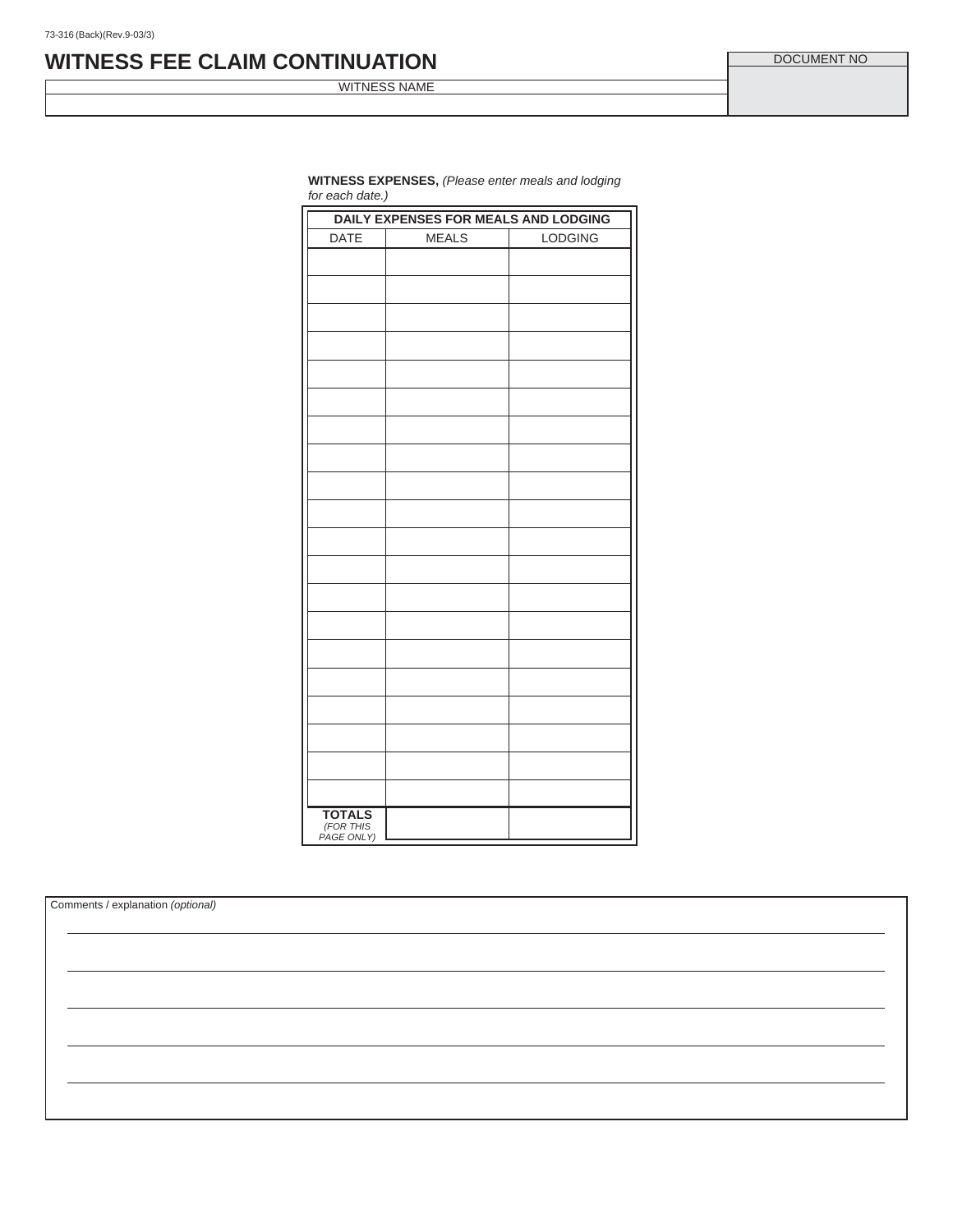73-316 (Back)(Rev.9-03/3)

# WITNESS FEE CLAIM CONTINUATION

| WITNESS NAME | DOCUMENT NO |
|---|---|
| | |

**WITNESS EXPENSES,** *(Please enter meals and lodging for each date.)*

| DAILY EXPENSES FOR MEALS AND LODGING | | |
|---|---|---|
| DATE | MEALS | LODGING |
| | | |
| | | |
| | | |
| | | |
| | | |
| | | |
| | | |
| | | |
| | | |
| | | |
| | | |
| | | |
| | | |
| | | |
| | | |
| | | |
| | | |
| | | |
| | | |
| | | |
| **TOTALS** *(FOR THIS PAGE ONLY)* | | |

Comments / explanation *(optional)*